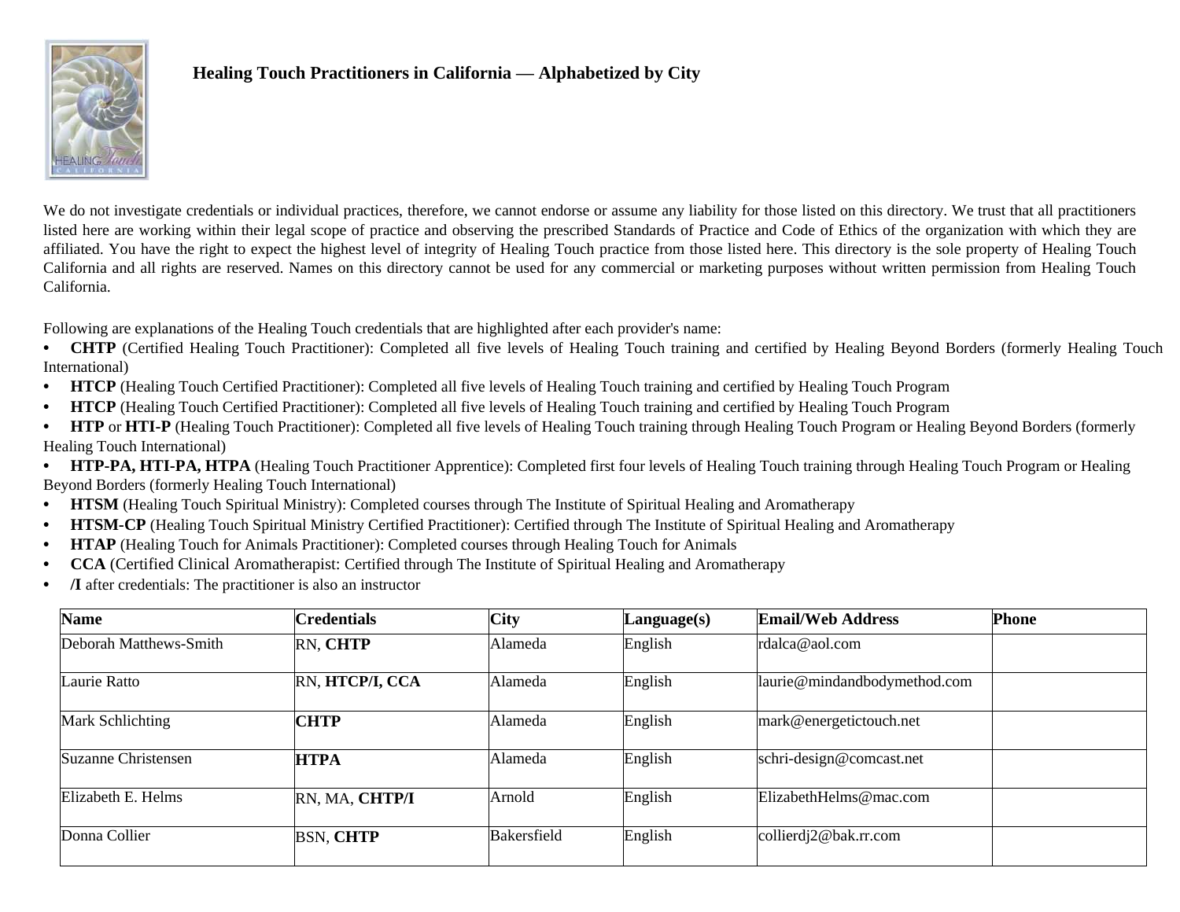# Healing Touch Practitioners in California — Alphabetized by City

We do not investigate credentials or individual practices, therefore, we cannot endorse or assume any liability for those listed on this directory. We trust that all practitioners listed here are working within their legal scope of practice and observing the prescribed Standards of Practice and Code of Ethics of the organization with which they are affiliated. You have the right to expect the highest level of integrity of Healing Touch practice from those listed here. This directory is the sole property of Healing Touch California and all rights are reserved. Names on this directory cannot be used for any commercial or marketing purposes without written permission from Healing Touch California.

Following are explanations of the Healing Touch credentials that are highlighted after each provider's name:

- **CHTP** (Certified Healing Touch Practitioner): Completed all five levels of Healing Touch training and certified by Healing Beyond Borders (formerly Healing Touch International)
- **HTCP** (Healing Touch Certified Practitioner): Completed all five levels of Healing Touch training and certified by Healing Touch Program
- **HTCP** (Healing Touch Certified Practitioner): Completed all five levels of Healing Touch training and certified by Healing Touch Program
- **HTP** or **HTI-P** (Healing Touch Practitioner): Completed all five levels of Healing Touch training through Healing Touch Program or Healing Beyond Borders (formerly Healing Touch International)
- **HTP-PA, HTI-PA, HTPA** (Healing Touch Practitioner Apprentice): Completed first four levels of Healing Touch training through Healing Touch Program or Healing Beyond Borders (formerly Healing Touch International)
- **HTSM** (Healing Touch Spiritual Ministry): Completed courses through The Institute of Spiritual Healing and Aromatherapy
- **HTSM-CP** (Healing Touch Spiritual Ministry Certified Practitioner): Certified through The Institute of Spiritual Healing and Aromatherapy
- **HTAP** (Healing Touch for Animals Practitioner): Completed courses through Healing Touch for Animals
- **CCA** (Certified Clinical Aromatherapist: Certified through The Institute of Spiritual Healing and Aromatherapy
- **/I** after credentials: The practitioner is also an instructor

| Name | Credentials | City | Language(s) | Email/Web Address | Phone |
|---|---|---|---|---|---|
| Deborah Matthews-Smith | RN, **CHTP** | Alameda | English | rdalca@aol.com | |
| Laurie Ratto | RN, **HTCP/I, CCA** | Alameda | English | laurie@mindandbodymethod.com | |
| Mark Schlichting | **CHTP** | Alameda | English | mark@energetictouch.net | |
| Suzanne Christensen | **HTPA** | Alameda | English | schri-design@comcast.net | |
| Elizabeth E. Helms | RN, MA, **CHTP/I** | Arnold | English | ElizabethHelms@mac.com | |
| Donna Collier | BSN, **CHTP** | Bakersfield | English | collierdj2@bak.rr.com | |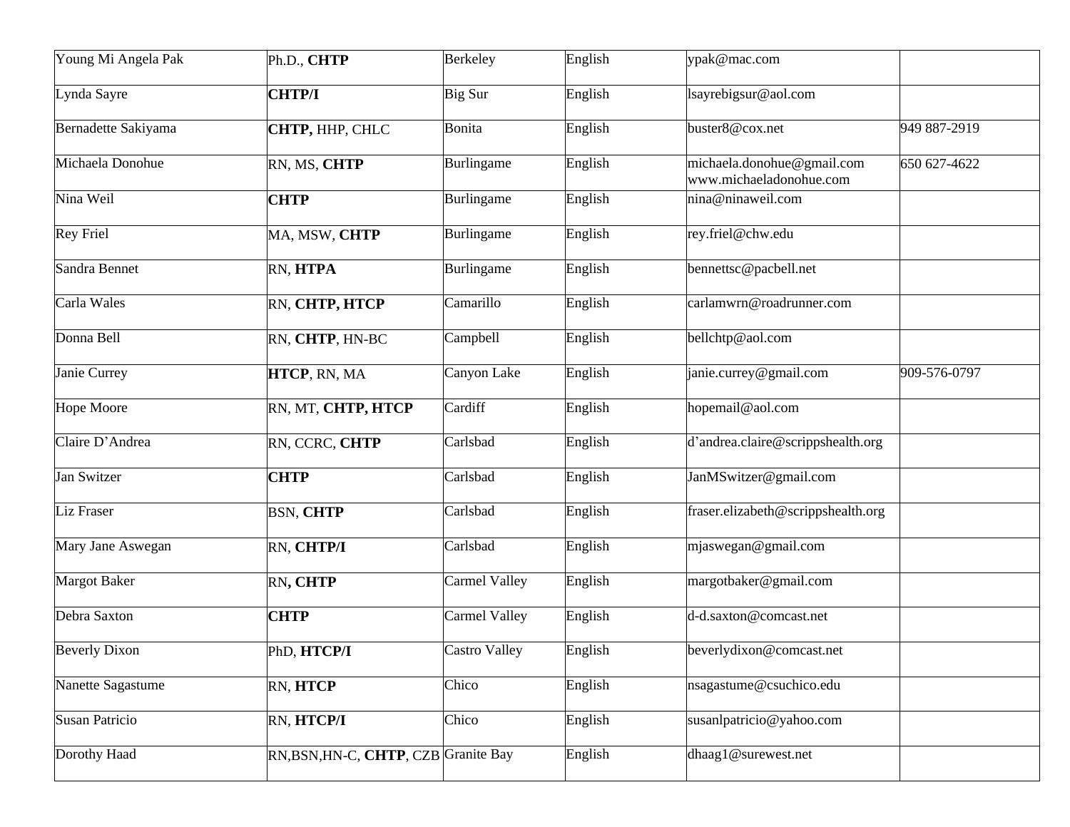| Young Mi Angela Pak | Ph.D., **CHTP** | Berkeley | English | ypak@mac.com | |
|---|---|---|---|---|---|
| Lynda Sayre | **CHTP/I** | Big Sur | English | lsayrebigsur@aol.com | |
| Bernadette Sakiyama | **CHTP,** HHP, CHLC | Bonita | English | buster8@cox.net | 949 887-2919 |
| Michaela Donohue | RN, MS, **CHTP** | Burlingame | English | michaela.donohue@gmail.com www.michaeladonohue.com | 650 627-4622 |
| Nina Weil | **CHTP** | Burlingame | English | nina@ninaweil.com | |
| Rey Friel | MA, MSW, **CHTP** | Burlingame | English | rey.friel@chw.edu | |
| Sandra Bennet | RN, **HTPA** | Burlingame | English | bennettsc@pacbell.net | |
| Carla Wales | RN, **CHTP, HTCP** | Camarillo | English | carlamwrn@roadrunner.com | |
| Donna Bell | RN, **CHTP**, HN-BC | Campbell | English | bellchtp@aol.com | |
| Janie Currey | **HTCP**, RN, MA | Canyon Lake | English | janie.currey@gmail.com | 909-576-0797 |
| Hope Moore | RN, MT, **CHTP, HTCP** | Cardiff | English | hopemail@aol.com | |
| Claire D'Andrea | RN, CCRC, **CHTP** | Carlsbad | English | d'andrea.claire@scrippshealth.org | |
| Jan Switzer | **CHTP** | Carlsbad | English | JanMSwitzer@gmail.com | |
| Liz Fraser | BSN, **CHTP** | Carlsbad | English | fraser.elizabeth@scrippshealth.org | |
| Mary Jane Aswegan | RN, **CHTP/I** | Carlsbad | English | mjaswegan@gmail.com | |
| Margot Baker | RN**, CHTP** | Carmel Valley | English | margotbaker@gmail.com | |
| Debra Saxton | **CHTP** | Carmel Valley | English | d-d.saxton@comcast.net | |
| Beverly Dixon | PhD, **HTCP/I** | Castro Valley | English | beverlydixon@comcast.net | |
| Nanette Sagastume | RN, **HTCP** | Chico | English | nsagastume@csuchico.edu | |
| Susan Patricio | RN, **HTCP/I** | Chico | English | susanlpatricio@yahoo.com | |
| Dorothy Haad | RN,BSN,HN-C, **CHTP**, CZB | Granite Bay | English | dhaag1@surewest.net | |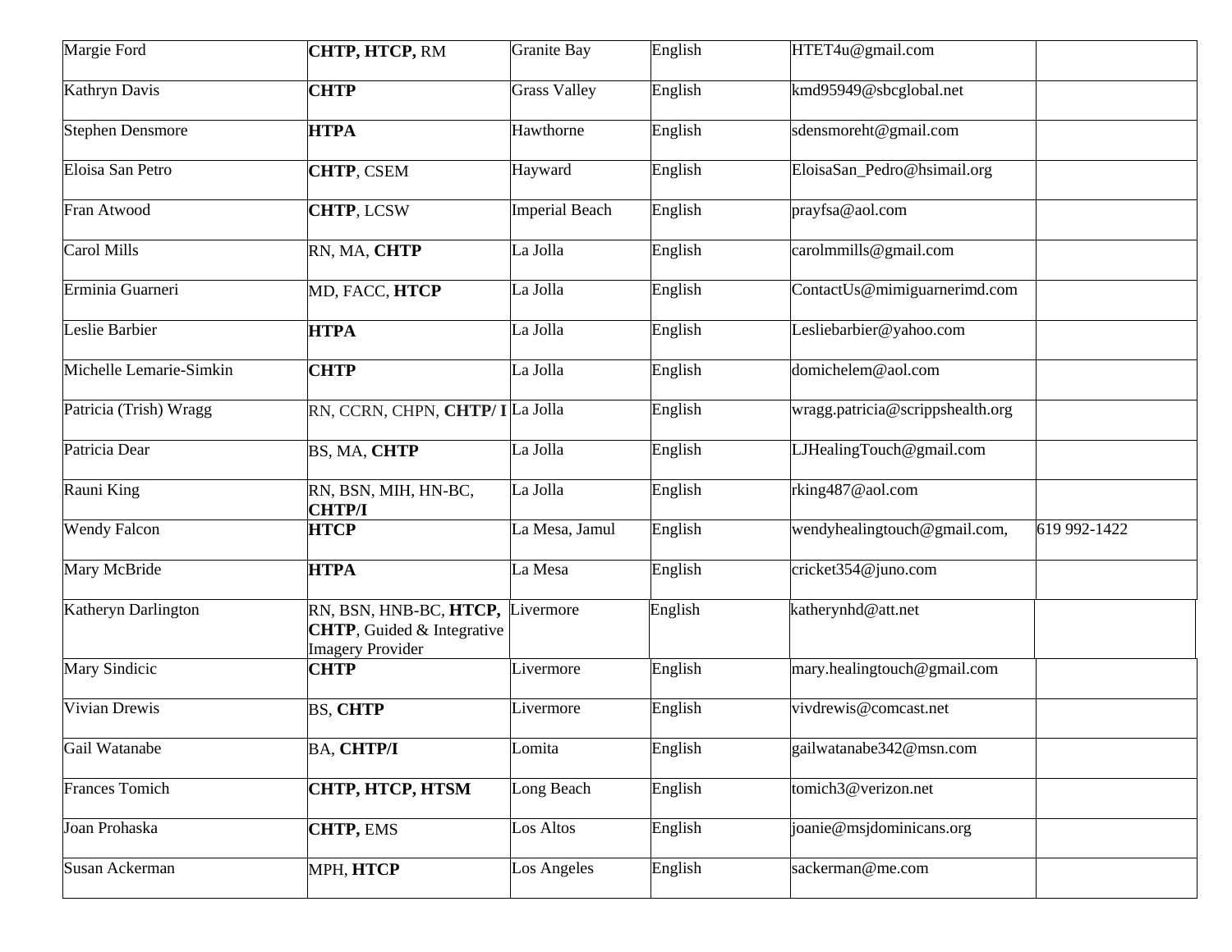| | | | | | |
|---|---|---|---|---|---|
| Margie Ford | **CHTP, HTCP,** RM | Granite Bay | English | HTET4u@gmail.com | |
| Kathryn Davis | **CHTP** | Grass Valley | English | kmd95949@sbcglobal.net | |
| Stephen Densmore | **HTPA** | Hawthorne | English | sdensmoreht@gmail.com | |
| Eloisa San Petro | **CHTP**, CSEM | Hayward | English | EloisaSan_Pedro@hsimail.org | |
| Fran Atwood | **CHTP**, LCSW | Imperial Beach | English | prayfsa@aol.com | |
| Carol Mills | RN, MA, **CHTP** | La Jolla | English | carolmmills@gmail.com | |
| Erminia Guarneri | MD, FACC, **HTCP** | La Jolla | English | ContactUs@mimiguarnerimd.com | |
| Leslie Barbier | **HTPA** | La Jolla | English | Lesliebarbier@yahoo.com | |
| Michelle Lemarie-Simkin | **CHTP** | La Jolla | English | domichelem@aol.com | |
| Patricia (Trish) Wragg | RN, CCRN, CHPN, **CHTP/ I** | La Jolla | English | wragg.patricia@scrippshealth.org | |
| Patricia Dear | BS, MA, **CHTP** | La Jolla | English | LJHealingTouch@gmail.com | |
| Rauni King | RN, BSN, MIH, HN-BC, **CHTP/I** | La Jolla | English | rking487@aol.com | |
| Wendy Falcon | **HTCP** | La Mesa, Jamul | English | wendyhealingtouch@gmail.com, | 619 992-1422 |
| Mary McBride | **HTPA** | La Mesa | English | cricket354@juno.com | |
| Katheryn Darlington | RN, BSN, HNB-BC, **HTCP, CHTP**, Guided & Integrative Imagery Provider | Livermore | English | katherynhd@att.net | |
| Mary Sindicic | **CHTP** | Livermore | English | mary.healingtouch@gmail.com | |
| Vivian Drewis | BS, **CHTP** | Livermore | English | vivdrewis@comcast.net | |
| Gail Watanabe | BA, **CHTP/I** | Lomita | English | gailwatanabe342@msn.com | |
| Frances Tomich | **CHTP, HTCP, HTSM** | Long Beach | English | tomich3@verizon.net | |
| Joan Prohaska | **CHTP,** EMS | Los Altos | English | joanie@msjdominicans.org | |
| Susan Ackerman | MPH, **HTCP** | Los Angeles | English | sackerman@me.com | |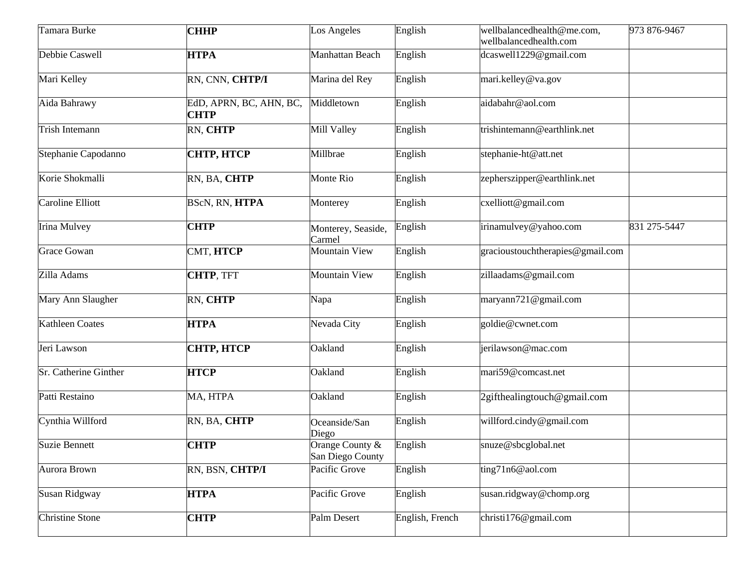| | | | | | |
|---|---|---|---|---|---|
| Tamara Burke | **CHHP** | Los Angeles | English | wellbalancedhealth@me.com, wellbalancedhealth.com | 973 876-9467 |
| Debbie Caswell | **HTPA** | Manhattan Beach | English | dcaswell1229@gmail.com | |
| Mari Kelley | RN, CNN, **CHTP/I** | Marina del Rey | English | mari.kelley@va.gov | |
| Aida Bahrawy | EdD, APRN, BC, AHN, BC, **CHTP** | Middletown | English | aidabahr@aol.com | |
| Trish Intemann | RN, **CHTP** | Mill Valley | English | trishintemann@earthlink.net | |
| Stephanie Capodanno | **CHTP, HTCP** | Millbrae | English | stephanie-ht@att.net | |
| Korie Shokmalli | RN, BA, **CHTP** | Monte Rio | English | zepherszipper@earthlink.net | |
| Caroline Elliott | BScN, RN, **HTPA** | Monterey | English | cxelliott@gmail.com | |
| Irina Mulvey | **CHTP** | Monterey, Seaside, Carmel | English | irinamulvey@yahoo.com | 831 275-5447 |
| Grace Gowan | CMT, **HTCP** | Mountain View | English | gracioustouchtherapies@gmail.com | |
| Zilla Adams | **CHTP**, TFT | Mountain View | English | zillaadams@gmail.com | |
| Mary Ann Slaugher | RN, **CHTP** | Napa | English | maryann721@gmail.com | |
| Kathleen Coates | **HTPA** | Nevada City | English | goldie@cwnet.com | |
| Jeri Lawson | **CHTP, HTCP** | Oakland | English | jerilawson@mac.com | |
| Sr. Catherine Ginther | **HTCP** | Oakland | English | mari59@comcast.net | |
| Patti Restaino | MA, HTPA | Oakland | English | 2gifthealingtouch@gmail.com | |
| Cynthia Willford | RN, BA, **CHTP** | Oceanside/San Diego | English | willford.cindy@gmail.com | |
| Suzie Bennett | **CHTP** | Orange County & San Diego County | English | snuze@sbcglobal.net | |
| Aurora Brown | RN, BSN, **CHTP/I** | Pacific Grove | English | ting71n6@aol.com | |
| Susan Ridgway | **HTPA** | Pacific Grove | English | susan.ridgway@chomp.org | |
| Christine Stone | **CHTP** | Palm Desert | English, French | christi176@gmail.com | |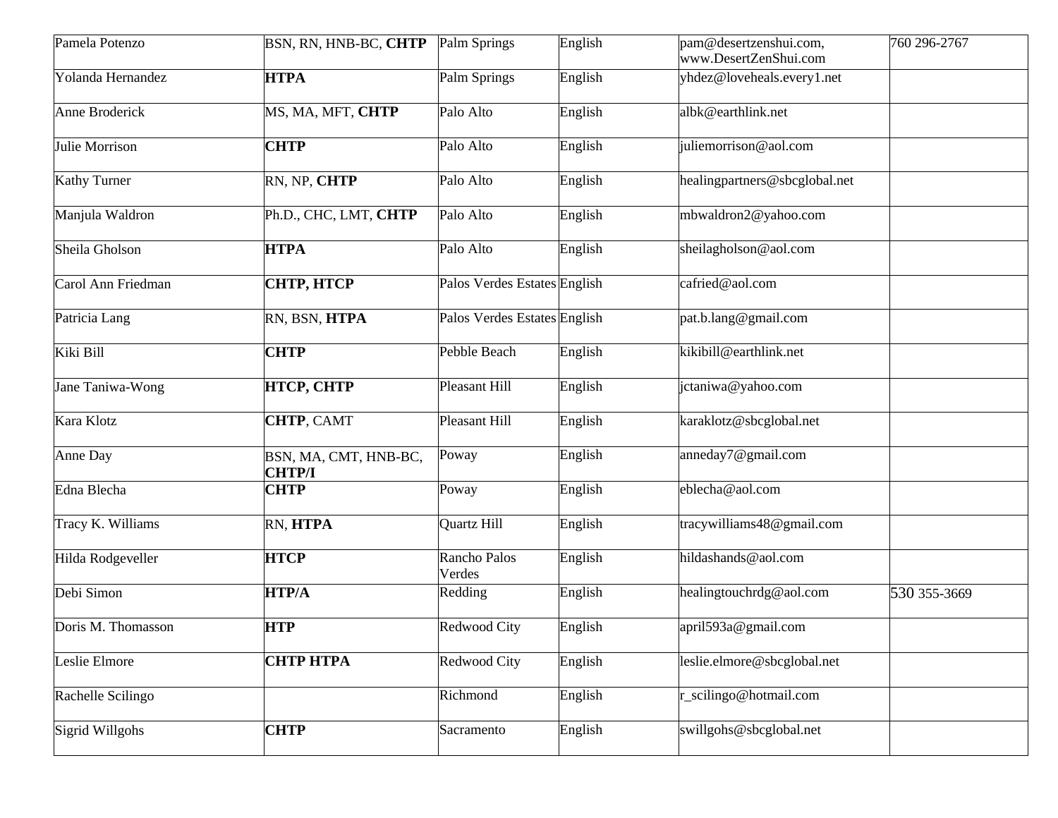| Pamela Potenzo | BSN, RN, HNB-BC, **CHTP** | Palm Springs | English | pam@desertzenshui.com, www.DesertZenShui.com | 760 296-2767 |
|---|---|---|---|---|---|
| Yolanda Hernandez | **HTPA** | Palm Springs | English | yhdez@loveheals.every1.net | |
| Anne Broderick | MS, MA, MFT, **CHTP** | Palo Alto | English | albk@earthlink.net | |
| Julie Morrison | **CHTP** | Palo Alto | English | juliemorrison@aol.com | |
| Kathy Turner | RN, NP, **CHTP** | Palo Alto | English | healingpartners@sbcglobal.net | |
| Manjula Waldron | Ph.D., CHC, LMT, **CHTP** | Palo Alto | English | mbwaldron2@yahoo.com | |
| Sheila Gholson | **HTPA** | Palo Alto | English | sheilagholson@aol.com | |
| Carol Ann Friedman | **CHTP, HTCP** | Palos Verdes Estates | English | cafried@aol.com | |
| Patricia Lang | RN, BSN, **HTPA** | Palos Verdes Estates | English | pat.b.lang@gmail.com | |
| Kiki Bill | **CHTP** | Pebble Beach | English | kikibill@earthlink.net | |
| Jane Taniwa-Wong | **HTCP, CHTP** | Pleasant Hill | English | jctaniwa@yahoo.com | |
| Kara Klotz | **CHTP**, CAMT | Pleasant Hill | English | karaklotz@sbcglobal.net | |
| Anne Day | BSN, MA, CMT, HNB-BC, **CHTP/I** | Poway | English | anneday7@gmail.com | |
| Edna Blecha | **CHTP** | Poway | English | eblecha@aol.com | |
| Tracy K. Williams | RN, **HTPA** | Quartz Hill | English | tracywilliams48@gmail.com | |
| Hilda Rodgeveller | **HTCP** | Rancho Palos Verdes | English | hildashands@aol.com | |
| Debi Simon | **HTP/A** | Redding | English | healingtouchrdg@aol.com | 530 355-3669 |
| Doris M. Thomasson | **HTP** | Redwood City | English | april593a@gmail.com | |
| Leslie Elmore | **CHTP HTPA** | Redwood City | English | leslie.elmore@sbcglobal.net | |
| Rachelle Scilingo | | Richmond | English | r_scilingo@hotmail.com | |
| Sigrid Willgohs | **CHTP** | Sacramento | English | swillgohs@sbcglobal.net | |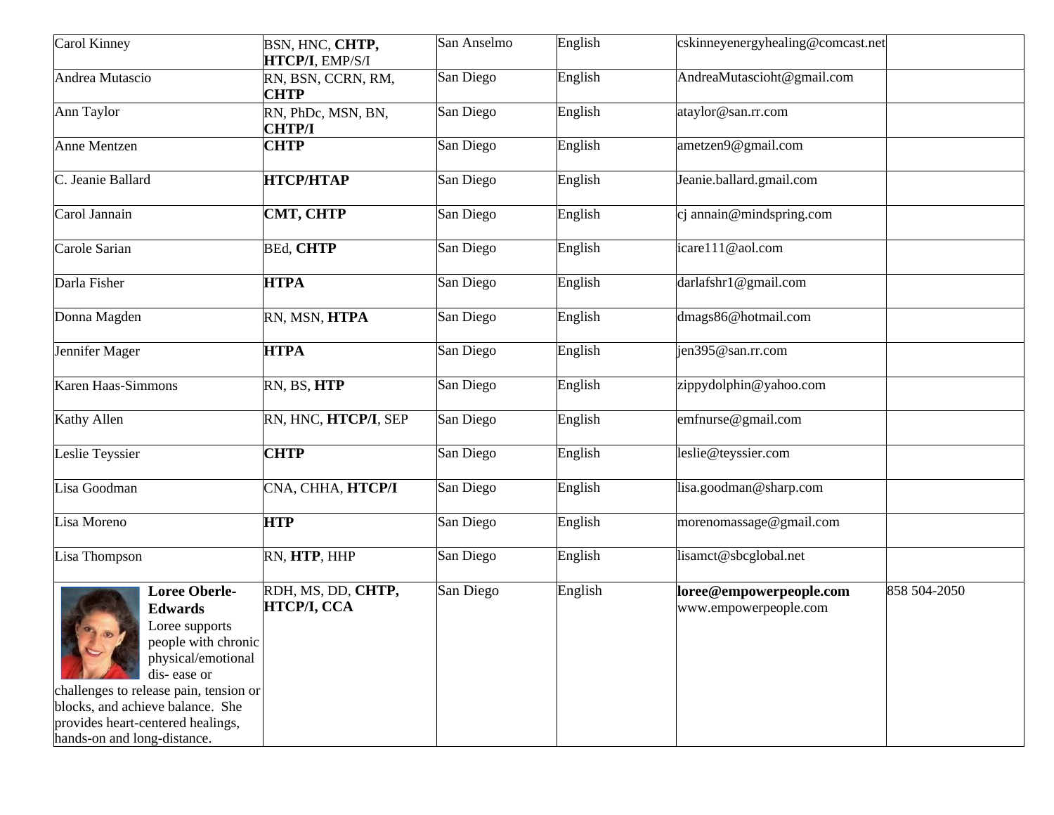| | | | | | |
|---|---|---|---|---|---|
| Carol Kinney | BSN, HNC, **CHTP, HTCP/I**, EMP/S/I | San Anselmo | English | cskinneyenergyhealing@comcast.net | |
| Andrea Mutascio | RN, BSN, CCRN, RM, **CHTP** | San Diego | English | AndreaMutascioht@gmail.com | |
| Ann Taylor | RN, PhDc, MSN, BN, **CHTP/I** | San Diego | English | ataylor@san.rr.com | |
| Anne Mentzen | **CHTP** | San Diego | English | ametzen9@gmail.com | |
| C. Jeanie Ballard | **HTCP/HTAP** | San Diego | English | Jeanie.ballard.gmail.com | |
| Carol Jannain | **CMT, CHTP** | San Diego | English | cj annain@mindspring.com | |
| Carole Sarian | BEd, **CHTP** | San Diego | English | icare111@aol.com | |
| Darla Fisher | **HTPA** | San Diego | English | darlafshr1@gmail.com | |
| Donna Magden | RN, MSN, **HTPA** | San Diego | English | dmags86@hotmail.com | |
| Jennifer Mager | **HTPA** | San Diego | English | jen395@san.rr.com | |
| Karen Haas-Simmons | RN, BS, **HTP** | San Diego | English | zippydolphin@yahoo.com | |
| Kathy Allen | RN, HNC, **HTCP/I**, SEP | San Diego | English | emfnurse@gmail.com | |
| Leslie Teyssier | **CHTP** | San Diego | English | leslie@teyssier.com | |
| Lisa Goodman | CNA, CHHA, **HTCP/I** | San Diego | English | lisa.goodman@sharp.com | |
| Lisa Moreno | **HTP** | San Diego | English | morenomassage@gmail.com | |
| Lisa Thompson | RN, **HTP**, HHP | San Diego | English | lisamct@sbcglobal.net | |
| **Loree Oberle-Edwards** Loree supports people with chronic physical/emotional dis- ease or challenges to release pain, tension or blocks, and achieve balance. She provides heart-centered healings, hands-on and long-distance. | RDH, MS, DD, **CHTP, HTCP/I, CCA** | San Diego | English | **loree@empowerpeople.com** www.empowerpeople.com | 858 504-2050 |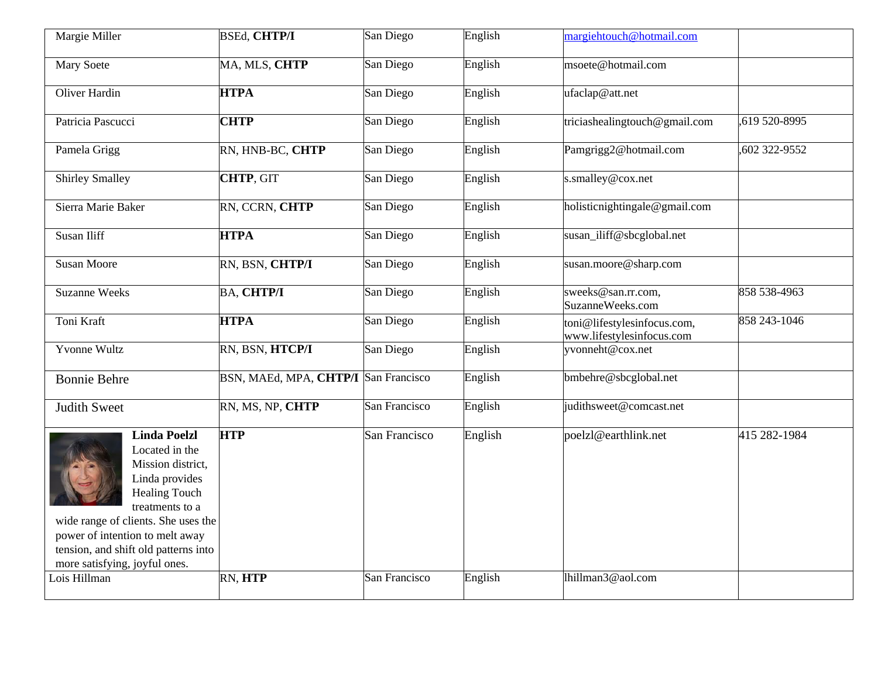| | | | | | |
|---|---|---|---|---|---|
| Margie Miller | BSEd, **CHTP/I** | San Diego | English | margiehtouch@hotmail.com | |
| Mary Soete | MA, MLS, **CHTP** | San Diego | English | msoete@hotmail.com | |
| Oliver Hardin | **HTPA** | San Diego | English | ufaclap@att.net | |
| Patricia Pascucci | **CHTP** | San Diego | English | triciashealingtouch@gmail.com | ,619 520-8995 |
| Pamela Grigg | RN, HNB-BC, **CHTP** | San Diego | English | Pamgrigg2@hotmail.com | ,602 322-9552 |
| Shirley Smalley | **CHTP**, GIT | San Diego | English | s.smalley@cox.net | |
| Sierra Marie Baker | RN, CCRN, **CHTP** | San Diego | English | holisticnightingale@gmail.com | |
| Susan Iliff | **HTPA** | San Diego | English | susan_iliff@sbcglobal.net | |
| Susan Moore | RN, BSN, **CHTP/I** | San Diego | English | susan.moore@sharp.com | |
| Suzanne Weeks | BA, **CHTP/I** | San Diego | English | sweeks@san.rr.com, SuzanneWeeks.com | 858 538-4963 |
| Toni Kraft | **HTPA** | San Diego | English | toni@lifestylesinfocus.com, www.lifestylesinfocus.com | 858 243-1046 |
| Yvonne Wultz | RN, BSN, **HTCP/I** | San Diego | English | yvonneht@cox.net | |
| Bonnie Behre | BSN, MAEd, MPA, **CHTP/I** | San Francisco | English | bmbehre@sbcglobal.net | |
| Judith Sweet | RN, MS, NP, **CHTP** | San Francisco | English | judithsweet@comcast.net | |
| **Linda Poelzl** Located in the Mission district, Linda provides Healing Touch treatments to a wide range of clients. She uses the power of intention to melt away tension, and shift old patterns into more satisfying, joyful ones. | **HTP** | San Francisco | English | poelzl@earthlink.net | 415 282-1984 |
| Lois Hillman | RN, **HTP** | San Francisco | English | lhillman3@aol.com | |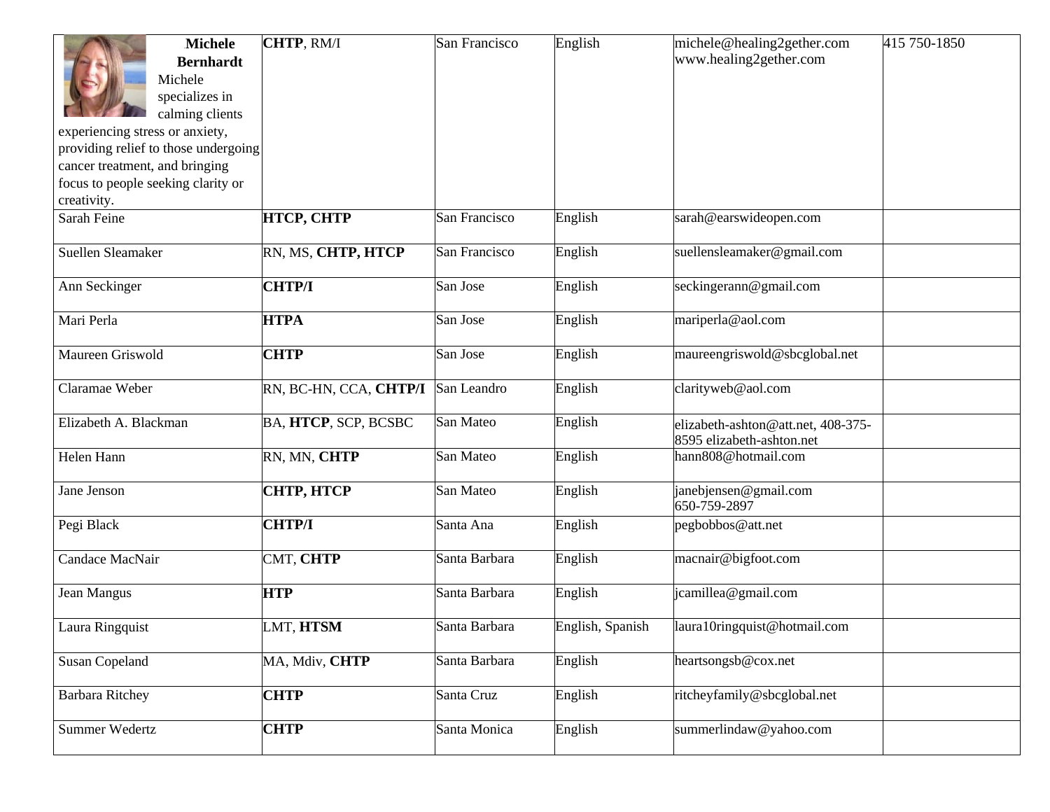| | | | | | |
|---|---|---|---|---|---|
| **Michele Bernhardt** Michele specializes in calming clients experiencing stress or anxiety, providing relief to those undergoing cancer treatment, and bringing focus to people seeking clarity or creativity. | **CHTP**, RM/I | San Francisco | English | michele@healing2gether.com www.healing2gether.com | 415 750-1850 |
| Sarah Feine | **HTCP, CHTP** | San Francisco | English | sarah@earswideopen.com | |
| Suellen Sleamaker | RN, MS, **CHTP, HTCP** | San Francisco | English | suellensleamaker@gmail.com | |
| Ann Seckinger | **CHTP/I** | San Jose | English | seckingerann@gmail.com | |
| Mari Perla | **HTPA** | San Jose | English | mariperla@aol.com | |
| Maureen Griswold | **CHTP** | San Jose | English | maureengriswold@sbcglobal.net | |
| Claramae Weber | RN, BC-HN, CCA, **CHTP/I** | San Leandro | English | clarityweb@aol.com | |
| Elizabeth A. Blackman | BA, **HTCP**, SCP, BCSBC | San Mateo | English | elizabeth-ashton@att.net, 408-375-8595 elizabeth-ashton.net | |
| Helen Hann | RN, MN, **CHTP** | San Mateo | English | hann808@hotmail.com | |
| Jane Jenson | **CHTP, HTCP** | San Mateo | English | janebjensen@gmail.com 650-759-2897 | |
| Pegi Black | **CHTP/I** | Santa Ana | English | pegbobbos@att.net | |
| Candace MacNair | CMT, **CHTP** | Santa Barbara | English | macnair@bigfoot.com | |
| Jean Mangus | **HTP** | Santa Barbara | English | jcamillea@gmail.com | |
| Laura Ringquist | LMT, **HTSM** | Santa Barbara | English, Spanish | laura10ringquist@hotmail.com | |
| Susan Copeland | MA, Mdiv, **CHTP** | Santa Barbara | English | heartsongsb@cox.net | |
| Barbara Ritchey | **CHTP** | Santa Cruz | English | ritcheyfamily@sbcglobal.net | |
| Summer Wedertz | **CHTP** | Santa Monica | English | summerlindaw@yahoo.com | |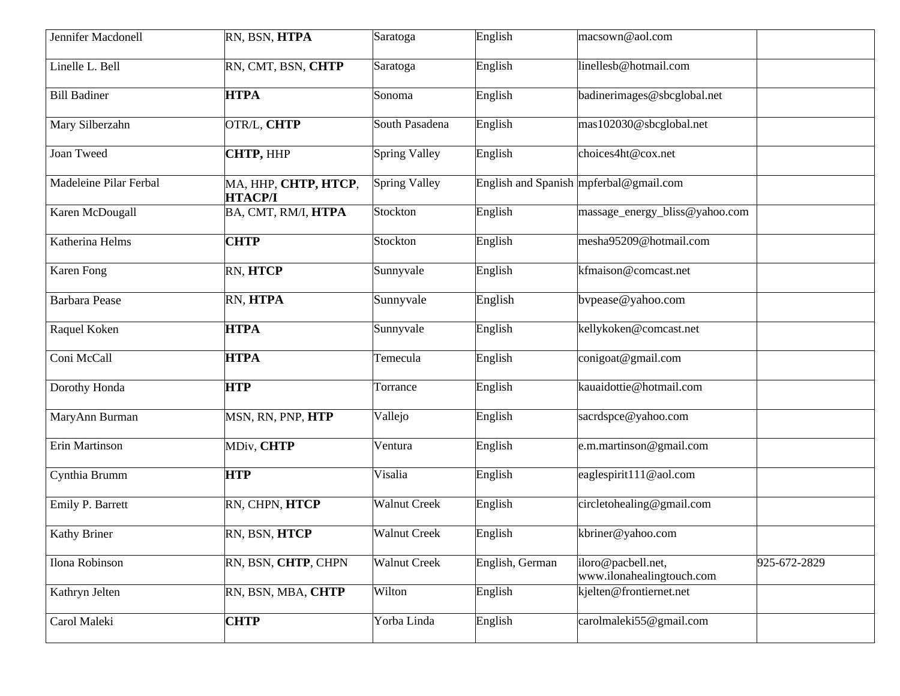| | | | | | |
|---|---|---|---|---|---|
| Jennifer Macdonell | RN, BSN, **HTPA** | Saratoga | English | macsown@aol.com | |
| Linelle L. Bell | RN, CMT, BSN, **CHTP** | Saratoga | English | linellesb@hotmail.com | |
| Bill Badiner | **HTPA** | Sonoma | English | badinerimages@sbcglobal.net | |
| Mary Silberzahn | OTR/L, **CHTP** | South Pasadena | English | mas102030@sbcglobal.net | |
| Joan Tweed | **CHTP,** HHP | Spring Valley | English | choices4ht@cox.net | |
| Madeleine Pilar Ferbal | MA, HHP, **CHTP, HTCP, HTACP/I** | Spring Valley | English and Spanish | mpferbal@gmail.com | |
| Karen McDougall | BA, CMT, RM/I, **HTPA** | Stockton | English | massage_energy_bliss@yahoo.com | |
| Katherina Helms | **CHTP** | Stockton | English | mesha95209@hotmail.com | |
| Karen Fong | RN, **HTCP** | Sunnyvale | English | kfmaison@comcast.net | |
| Barbara Pease | RN, **HTPA** | Sunnyvale | English | bvpease@yahoo.com | |
| Raquel Koken | **HTPA** | Sunnyvale | English | kellykoken@comcast.net | |
| Coni McCall | **HTPA** | Temecula | English | conigoat@gmail.com | |
| Dorothy Honda | **HTP** | Torrance | English | kauaidottie@hotmail.com | |
| MaryAnn Burman | MSN, RN, PNP, **HTP** | Vallejo | English | sacrdspce@yahoo.com | |
| Erin Martinson | MDiv, **CHTP** | Ventura | English | e.m.martinson@gmail.com | |
| Cynthia Brumm | **HTP** | Visalia | English | eaglespirit111@aol.com | |
| Emily P. Barrett | RN, CHPN, **HTCP** | Walnut Creek | English | circletohealing@gmail.com | |
| Kathy Briner | RN, BSN, **HTCP** | Walnut Creek | English | kbriner@yahoo.com | |
| Ilona Robinson | RN, BSN, **CHTP**, CHPN | Walnut Creek | English, German | iloro@pacbell.net, www.ilonahealingtouch.com | 925-672-2829 |
| Kathryn Jelten | RN, BSN, MBA, **CHTP** | Wilton | English | kjelten@frontiernet.net | |
| Carol Maleki | **CHTP** | Yorba Linda | English | carolmaleki55@gmail.com | |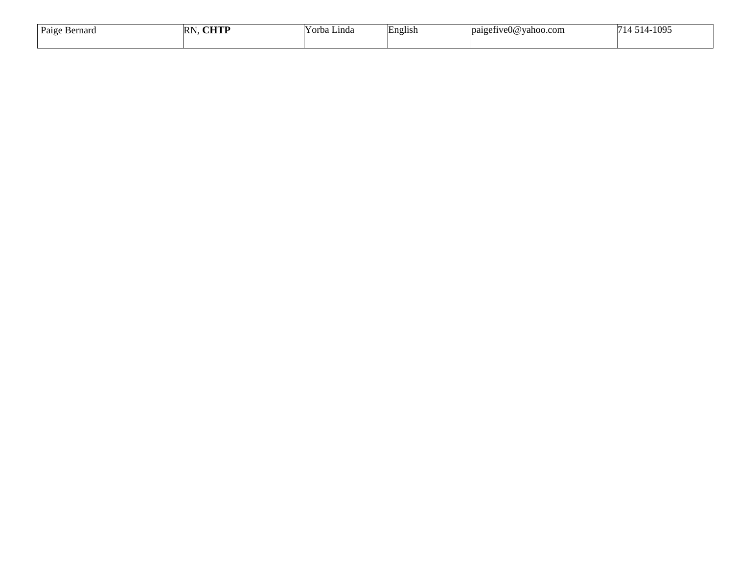| | | | | | |
|---|---|---|---|---|---|
| Paige Bernard | RN, **CHTP** | Yorba Linda | English | paigefive0@yahoo.com | 714 514-1095 |